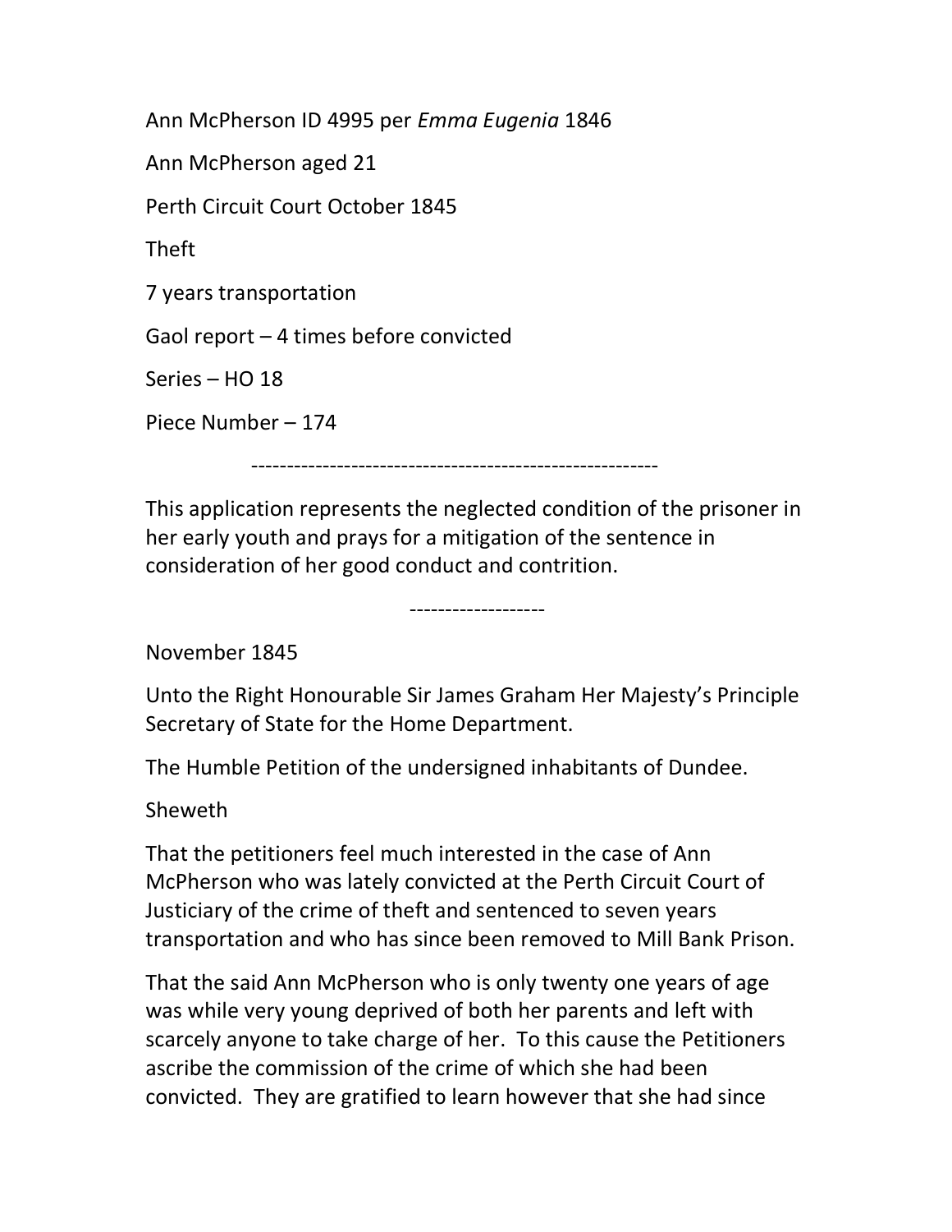Ann McPherson ID 4995 per *Emma Eugenia* 1846

Ann McPherson aged 21

Perth Circuit Court October 1845

Theft

7 years transportation

Gaol report – 4 times before convicted

Series – HO 18

Piece Number – 174

---------------------------------------------------------

This application represents the neglected condition of the prisoner in her early youth and prays for a mitigation of the sentence in consideration of her good conduct and contrition.

-------------------

November 1845

Unto the Right Honourable Sir James Graham Her Majesty's Principle Secretary of State for the Home Department.

The Humble Petition of the undersigned inhabitants of Dundee.

Sheweth

That the petitioners feel much interested in the case of Ann McPherson who was lately convicted at the Perth Circuit Court of Justiciary of the crime of theft and sentenced to seven years transportation and who has since been removed to Mill Bank Prison.

That the said Ann McPherson who is only twenty one years of age was while very young deprived of both her parents and left with scarcely anyone to take charge of her. To this cause the Petitioners ascribe the commission of the crime of which she had been convicted. They are gratified to learn however that she had since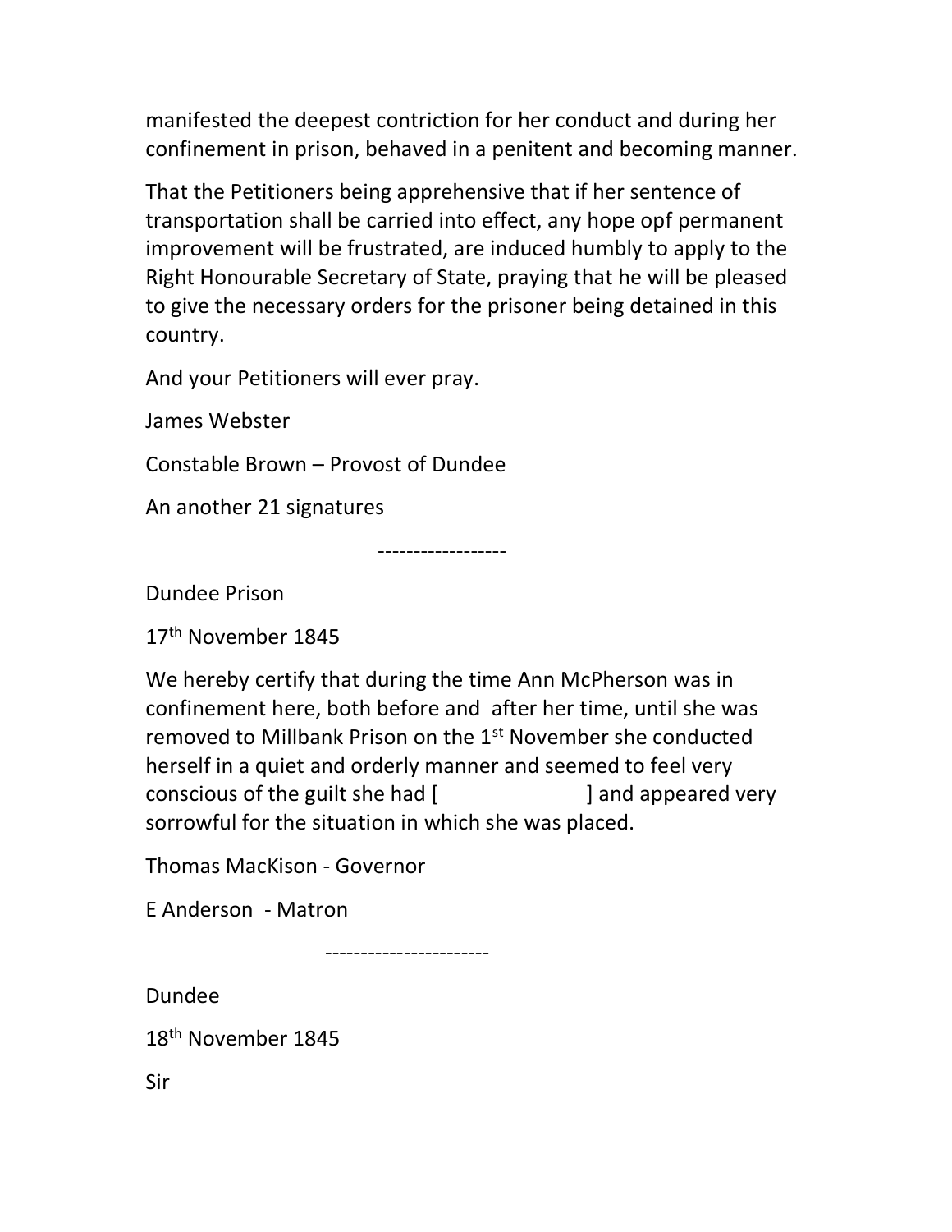manifested the deepest contriction for her conduct and during her confinement in prison, behaved in a penitent and becoming manner.

That the Petitioners being apprehensive that if her sentence of transportation shall be carried into effect, any hope opf permanent improvement will be frustrated, are induced humbly to apply to the Right Honourable Secretary of State, praying that he will be pleased to give the necessary orders for the prisoner being detained in this country.

And your Petitioners will ever pray.

James Webster

Constable Brown – Provost of Dundee

An another 21 signatures

------------------

Dundee Prison

17th November 1845

We hereby certify that during the time Ann McPherson was in confinement here, both before and after her time, until she was removed to Millbank Prison on the 1st November she conducted herself in a quiet and orderly manner and seemed to feel very conscious of the guilt she had [ ] and appeared very sorrowful for the situation in which she was placed.

Thomas MacKison - Governor

E Anderson - Matron

-----------------------

Dundee

18th November 1845

Sir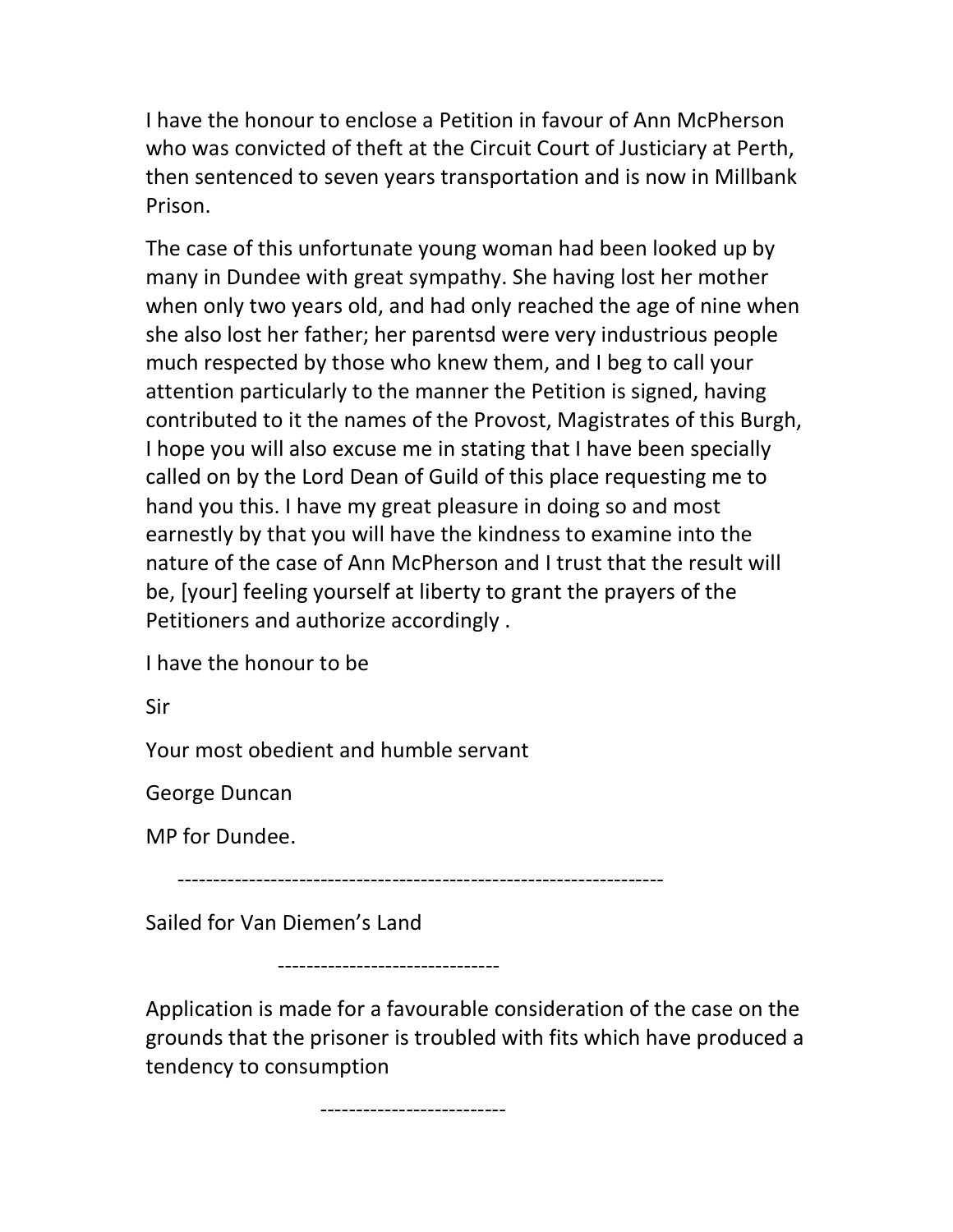I have the honour to enclose a Petition in favour of Ann McPherson who was convicted of theft at the Circuit Court of Justiciary at Perth, then sentenced to seven years transportation and is now in Millbank Prison.

The case of this unfortunate young woman had been looked up by many in Dundee with great sympathy. She having lost her mother when only two years old, and had only reached the age of nine when she also lost her father; her parentsd were very industrious people much respected by those who knew them, and I beg to call your attention particularly to the manner the Petition is signed, having contributed to it the names of the Provost, Magistrates of this Burgh, I hope you will also excuse me in stating that I have been specially called on by the Lord Dean of Guild of this place requesting me to hand you this. I have my great pleasure in doing so and most earnestly by that you will have the kindness to examine into the nature of the case of Ann McPherson and I trust that the result will be, [your] feeling yourself at liberty to grant the prayers of the Petitioners and authorize accordingly .

I have the honour to be

Sir

Your most obedient and humble servant

George Duncan

MP for Dundee.

---

Sailed for Van Diemen's Land

---

Application is made for a favourable consideration of the case on the grounds that the prisoner is troubled with fits which have produced a tendency to consumption

---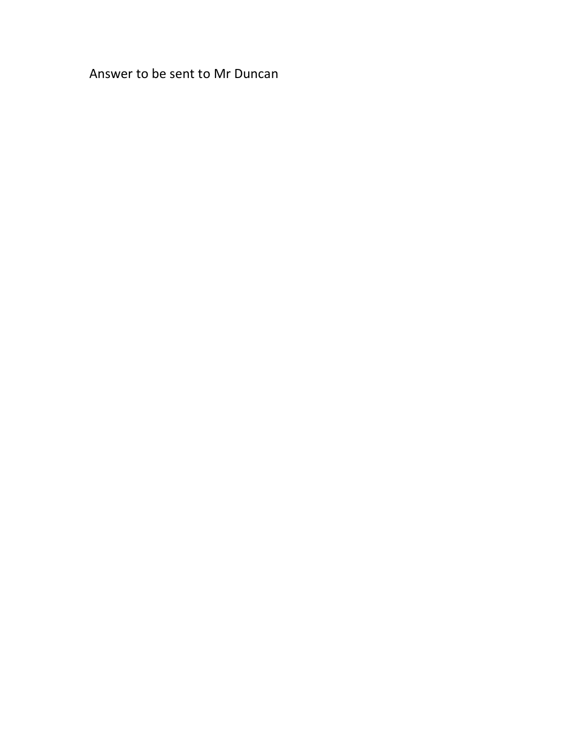Answer to be sent to Mr Duncan